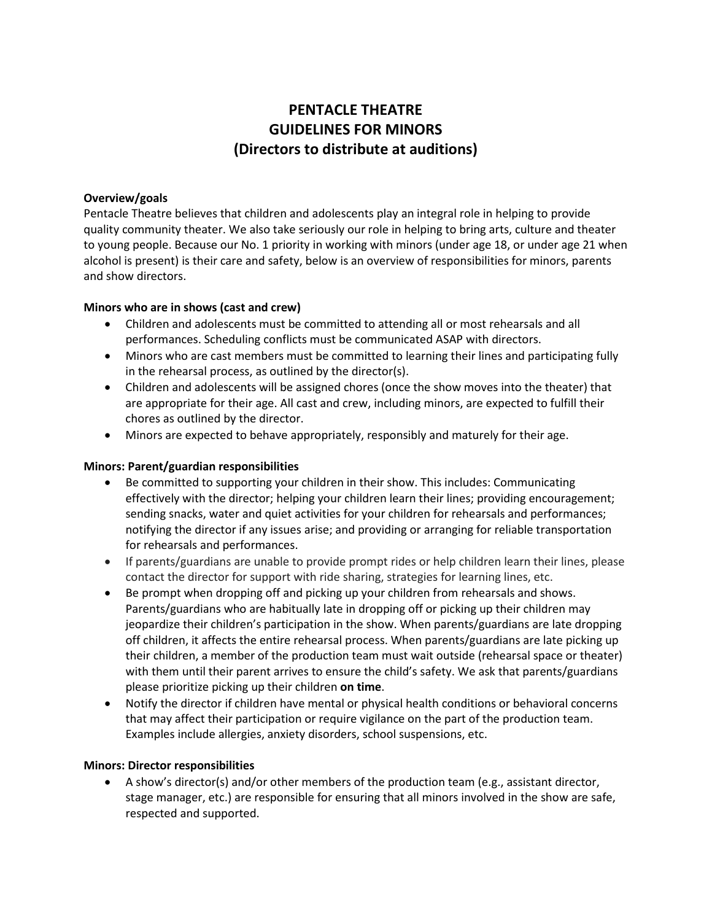# PENTACLE THEATRE
# GUIDELINES FOR MINORS
# (Directors to distribute at auditions)

**Overview/goals**

Pentacle Theatre believes that children and adolescents play an integral role in helping to provide quality community theater. We also take seriously our role in helping to bring arts, culture and theater to young people. Because our No. 1 priority in working with minors (under age 18, or under age 21 when alcohol is present) is their care and safety, below is an overview of responsibilities for minors, parents and show directors.

**Minors who are in shows (cast and crew)**

- Children and adolescents must be committed to attending all or most rehearsals and all performances. Scheduling conflicts must be communicated ASAP with directors.
- Minors who are cast members must be committed to learning their lines and participating fully in the rehearsal process, as outlined by the director(s).
- Children and adolescents will be assigned chores (once the show moves into the theater) that are appropriate for their age. All cast and crew, including minors, are expected to fulfill their chores as outlined by the director.
- Minors are expected to behave appropriately, responsibly and maturely for their age.

**Minors: Parent/guardian responsibilities**

- Be committed to supporting your children in their show. This includes: Communicating effectively with the director; helping your children learn their lines; providing encouragement; sending snacks, water and quiet activities for your children for rehearsals and performances; notifying the director if any issues arise; and providing or arranging for reliable transportation for rehearsals and performances.
- If parents/guardians are unable to provide prompt rides or help children learn their lines, please contact the director for support with ride sharing, strategies for learning lines, etc.
- Be prompt when dropping off and picking up your children from rehearsals and shows. Parents/guardians who are habitually late in dropping off or picking up their children may jeopardize their children's participation in the show. When parents/guardians are late dropping off children, it affects the entire rehearsal process. When parents/guardians are late picking up their children, a member of the production team must wait outside (rehearsal space or theater) with them until their parent arrives to ensure the child's safety. We ask that parents/guardians please prioritize picking up their children **on time**.
- Notify the director if children have mental or physical health conditions or behavioral concerns that may affect their participation or require vigilance on the part of the production team. Examples include allergies, anxiety disorders, school suspensions, etc.

**Minors: Director responsibilities**

- A show's director(s) and/or other members of the production team (e.g., assistant director, stage manager, etc.) are responsible for ensuring that all minors involved in the show are safe, respected and supported.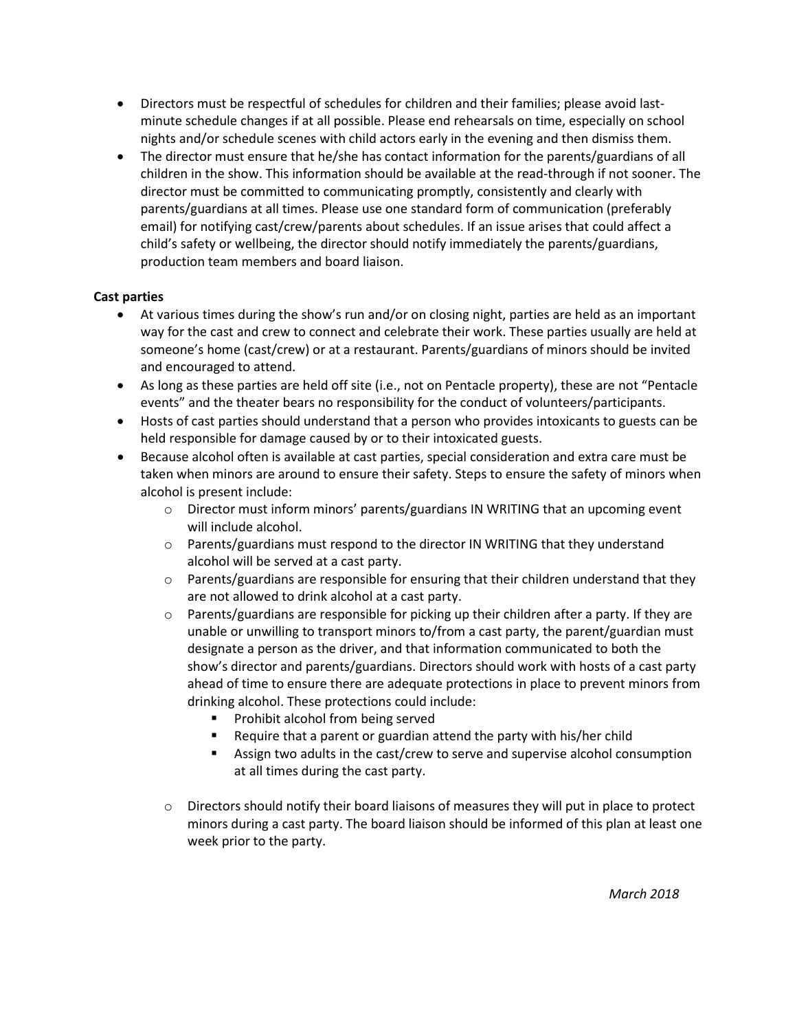- Directors must be respectful of schedules for children and their families; please avoid last-minute schedule changes if at all possible. Please end rehearsals on time, especially on school nights and/or schedule scenes with child actors early in the evening and then dismiss them.
- The director must ensure that he/she has contact information for the parents/guardians of all children in the show. This information should be available at the read-through if not sooner. The director must be committed to communicating promptly, consistently and clearly with parents/guardians at all times. Please use one standard form of communication (preferably email) for notifying cast/crew/parents about schedules. If an issue arises that could affect a child's safety or wellbeing, the director should notify immediately the parents/guardians, production team members and board liaison.

**Cast parties**

- At various times during the show's run and/or on closing night, parties are held as an important way for the cast and crew to connect and celebrate their work. These parties usually are held at someone's home (cast/crew) or at a restaurant. Parents/guardians of minors should be invited and encouraged to attend.
- As long as these parties are held off site (i.e., not on Pentacle property), these are not "Pentacle events" and the theater bears no responsibility for the conduct of volunteers/participants.
- Hosts of cast parties should understand that a person who provides intoxicants to guests can be held responsible for damage caused by or to their intoxicated guests.
- Because alcohol often is available at cast parties, special consideration and extra care must be taken when minors are around to ensure their safety. Steps to ensure the safety of minors when alcohol is present include:
    - Director must inform minors' parents/guardians IN WRITING that an upcoming event will include alcohol.
    - Parents/guardians must respond to the director IN WRITING that they understand alcohol will be served at a cast party.
    - Parents/guardians are responsible for ensuring that their children understand that they are not allowed to drink alcohol at a cast party.
    - Parents/guardians are responsible for picking up their children after a party. If they are unable or unwilling to transport minors to/from a cast party, the parent/guardian must designate a person as the driver, and that information communicated to both the show's director and parents/guardians. Directors should work with hosts of a cast party ahead of time to ensure there are adequate protections in place to prevent minors from drinking alcohol. These protections could include:
        - Prohibit alcohol from being served
        - Require that a parent or guardian attend the party with his/her child
        - Assign two adults in the cast/crew to serve and supervise alcohol consumption at all times during the cast party.
    - Directors should notify their board liaisons of measures they will put in place to protect minors during a cast party. The board liaison should be informed of this plan at least one week prior to the party.

*March 2018*